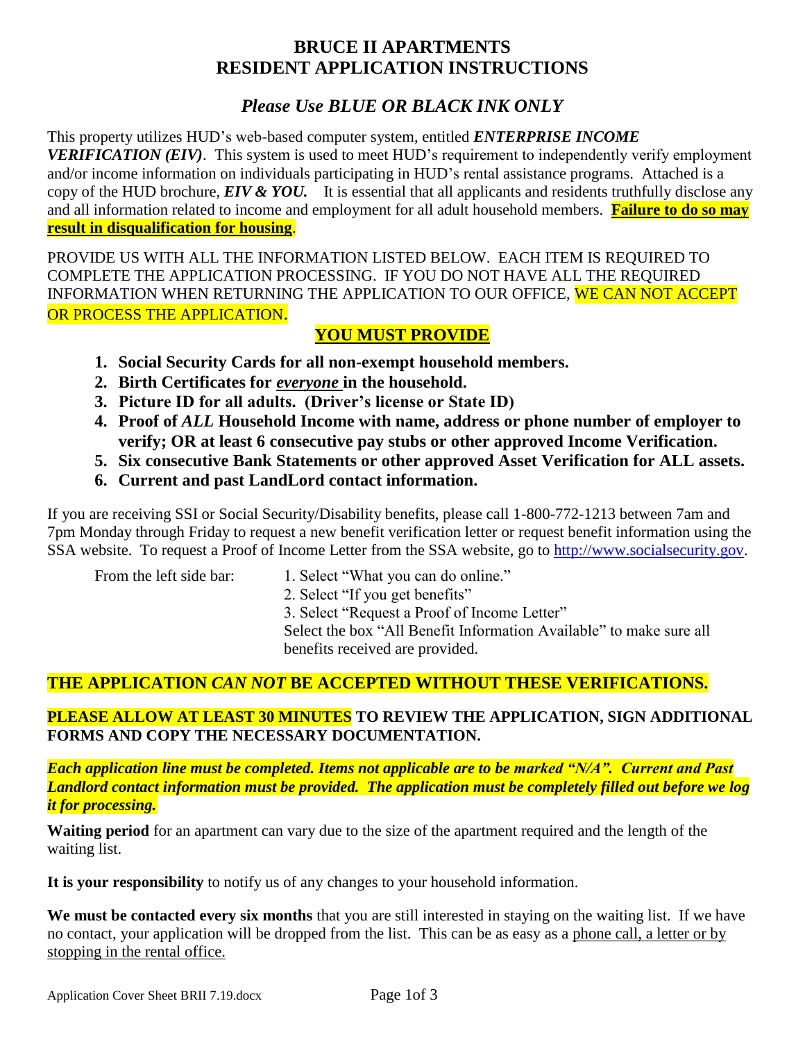# BRUCE II APARTMENTS
# RESIDENT APPLICATION INSTRUCTIONS

## *Please Use BLUE OR BLACK INK ONLY*

This property utilizes HUD's web-based computer system, entitled ***ENTERPRISE INCOME VERIFICATION (EIV)***. This system is used to meet HUD's requirement to independently verify employment and/or income information on individuals participating in HUD's rental assistance programs. Attached is a copy of the HUD brochure, ***EIV & YOU.*** It is essential that all applicants and residents truthfully disclose any and all information related to income and employment for all adult household members. **Failure to do so may result in disqualification for housing**.

PROVIDE US WITH ALL THE INFORMATION LISTED BELOW. EACH ITEM IS REQUIRED TO COMPLETE THE APPLICATION PROCESSING. IF YOU DO NOT HAVE ALL THE REQUIRED INFORMATION WHEN RETURNING THE APPLICATION TO OUR OFFICE, WE CAN NOT ACCEPT OR PROCESS THE APPLICATION.

**YOU MUST PROVIDE**

1. **Social Security Cards for all non-exempt household members.**
2. **Birth Certificates for *everyone* in the household.**
3. **Picture ID for all adults. (Driver's license or State ID)**
4. **Proof of *ALL* Household Income with name, address or phone number of employer to verify; OR at least 6 consecutive pay stubs or other approved Income Verification.**
5. **Six consecutive Bank Statements or other approved Asset Verification for ALL assets.**
6. **Current and past LandLord contact information.**

If you are receiving SSI or Social Security/Disability benefits, please call 1-800-772-1213 between 7am and 7pm Monday through Friday to request a new benefit verification letter or request benefit information using the SSA website. To request a Proof of Income Letter from the SSA website, go to http://www.socialsecurity.gov.

From the left side bar:

1. Select "What you can do online."
2. Select "If you get benefits"
3. Select "Request a Proof of Income Letter"

Select the box "All Benefit Information Available" to make sure all benefits received are provided.

**THE APPLICATION *CAN NOT* BE ACCEPTED WITHOUT THESE VERIFICATIONS.**

**PLEASE ALLOW AT LEAST 30 MINUTES TO REVIEW THE APPLICATION, SIGN ADDITIONAL FORMS AND COPY THE NECESSARY DOCUMENTATION.**

***Each application line must be completed. Items not applicable are to be marked "N/A". Current and Past Landlord contact information must be provided. The application must be completely filled out before we log it for processing.***

**Waiting period** for an apartment can vary due to the size of the apartment required and the length of the waiting list.

**It is your responsibility** to notify us of any changes to your household information.

**We must be contacted every six months** that you are still interested in staying on the waiting list. If we have no contact, your application will be dropped from the list. This can be as easy as a phone call, a letter or by stopping in the rental office.

Application Cover Sheet BRII 7.19.docx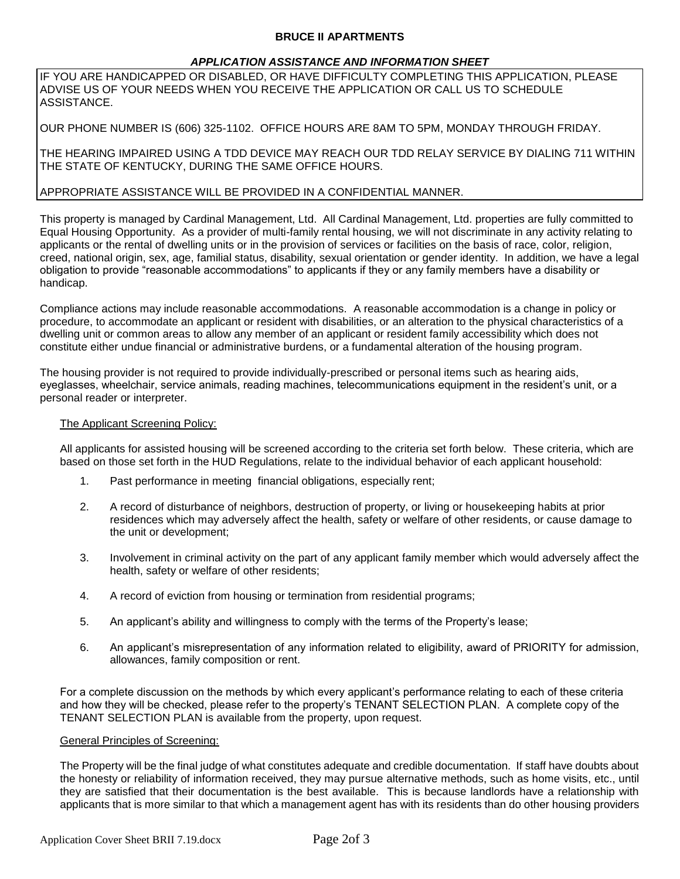**BRUCE II APARTMENTS**

***APPLICATION ASSISTANCE AND INFORMATION SHEET***

IF YOU ARE HANDICAPPED OR DISABLED, OR HAVE DIFFICULTY COMPLETING THIS APPLICATION, PLEASE ADVISE US OF YOUR NEEDS WHEN YOU RECEIVE THE APPLICATION OR CALL US TO SCHEDULE ASSISTANCE.

OUR PHONE NUMBER IS (606) 325-1102. OFFICE HOURS ARE 8AM TO 5PM, MONDAY THROUGH FRIDAY.

THE HEARING IMPAIRED USING A TDD DEVICE MAY REACH OUR TDD RELAY SERVICE BY DIALING 711 WITHIN THE STATE OF KENTUCKY, DURING THE SAME OFFICE HOURS.

APPROPRIATE ASSISTANCE WILL BE PROVIDED IN A CONFIDENTIAL MANNER.

This property is managed by Cardinal Management, Ltd. All Cardinal Management, Ltd. properties are fully committed to Equal Housing Opportunity. As a provider of multi-family rental housing, we will not discriminate in any activity relating to applicants or the rental of dwelling units or in the provision of services or facilities on the basis of race, color, religion, creed, national origin, sex, age, familial status, disability, sexual orientation or gender identity. In addition, we have a legal obligation to provide "reasonable accommodations" to applicants if they or any family members have a disability or handicap.

Compliance actions may include reasonable accommodations. A reasonable accommodation is a change in policy or procedure, to accommodate an applicant or resident with disabilities, or an alteration to the physical characteristics of a dwelling unit or common areas to allow any member of an applicant or resident family accessibility which does not constitute either undue financial or administrative burdens, or a fundamental alteration of the housing program.

The housing provider is not required to provide individually-prescribed or personal items such as hearing aids, eyeglasses, wheelchair, service animals, reading machines, telecommunications equipment in the resident's unit, or a personal reader or interpreter.

The Applicant Screening Policy:

All applicants for assisted housing will be screened according to the criteria set forth below. These criteria, which are based on those set forth in the HUD Regulations, relate to the individual behavior of each applicant household:

1. Past performance in meeting financial obligations, especially rent;
2. A record of disturbance of neighbors, destruction of property, or living or housekeeping habits at prior residences which may adversely affect the health, safety or welfare of other residents, or cause damage to the unit or development;
3. Involvement in criminal activity on the part of any applicant family member which would adversely affect the health, safety or welfare of other residents;
4. A record of eviction from housing or termination from residential programs;
5. An applicant's ability and willingness to comply with the terms of the Property's lease;
6. An applicant's misrepresentation of any information related to eligibility, award of PRIORITY for admission, allowances, family composition or rent.

For a complete discussion on the methods by which every applicant's performance relating to each of these criteria and how they will be checked, please refer to the property's TENANT SELECTION PLAN. A complete copy of the TENANT SELECTION PLAN is available from the property, upon request.

General Principles of Screening:

The Property will be the final judge of what constitutes adequate and credible documentation. If staff have doubts about the honesty or reliability of information received, they may pursue alternative methods, such as home visits, etc., until they are satisfied that their documentation is the best available. This is because landlords have a relationship with applicants that is more similar to that which a management agent has with its residents than do other housing providers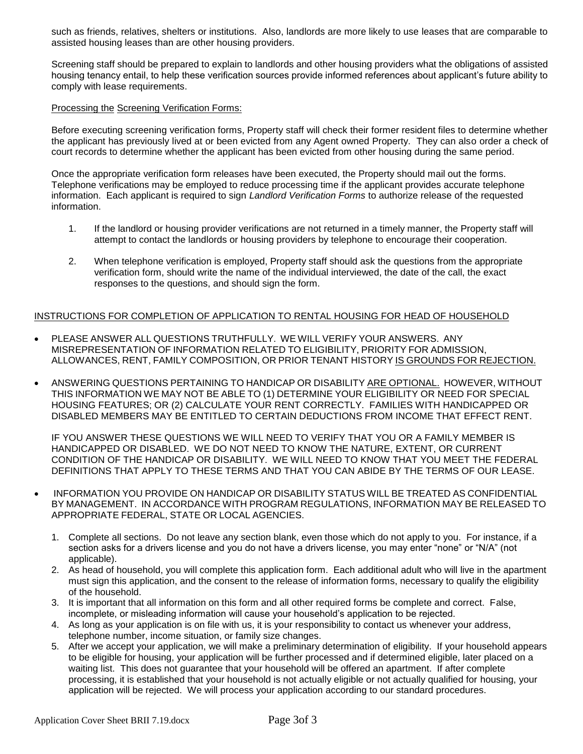such as friends, relatives, shelters or institutions. Also, landlords are more likely to use leases that are comparable to assisted housing leases than are other housing providers.

Screening staff should be prepared to explain to landlords and other housing providers what the obligations of assisted housing tenancy entail, to help these verification sources provide informed references about applicant's future ability to comply with lease requirements.

Processing the Screening Verification Forms:

Before executing screening verification forms, Property staff will check their former resident files to determine whether the applicant has previously lived at or been evicted from any Agent owned Property. They can also order a check of court records to determine whether the applicant has been evicted from other housing during the same period.

Once the appropriate verification form releases have been executed, the Property should mail out the forms. Telephone verifications may be employed to reduce processing time if the applicant provides accurate telephone information. Each applicant is required to sign *Landlord Verification Forms* to authorize release of the requested information.

1. If the landlord or housing provider verifications are not returned in a timely manner, the Property staff will attempt to contact the landlords or housing providers by telephone to encourage their cooperation.

2. When telephone verification is employed, Property staff should ask the questions from the appropriate verification form, should write the name of the individual interviewed, the date of the call, the exact responses to the questions, and should sign the form.

INSTRUCTIONS FOR COMPLETION OF APPLICATION TO RENTAL HOUSING FOR HEAD OF HOUSEHOLD

- PLEASE ANSWER ALL QUESTIONS TRUTHFULLY. WE WILL VERIFY YOUR ANSWERS. ANY MISREPRESENTATION OF INFORMATION RELATED TO ELIGIBILITY, PRIORITY FOR ADMISSION, ALLOWANCES, RENT, FAMILY COMPOSITION, OR PRIOR TENANT HISTORY IS GROUNDS FOR REJECTION.

- ANSWERING QUESTIONS PERTAINING TO HANDICAP OR DISABILITY ARE OPTIONAL. HOWEVER, WITHOUT THIS INFORMATION WE MAY NOT BE ABLE TO (1) DETERMINE YOUR ELIGIBILITY OR NEED FOR SPECIAL HOUSING FEATURES; OR (2) CALCULATE YOUR RENT CORRECTLY. FAMILIES WITH HANDICAPPED OR DISABLED MEMBERS MAY BE ENTITLED TO CERTAIN DEDUCTIONS FROM INCOME THAT EFFECT RENT.

  IF YOU ANSWER THESE QUESTIONS WE WILL NEED TO VERIFY THAT YOU OR A FAMILY MEMBER IS HANDICAPPED OR DISABLED. WE DO NOT NEED TO KNOW THE NATURE, EXTENT, OR CURRENT CONDITION OF THE HANDICAP OR DISABILITY. WE WILL NEED TO KNOW THAT YOU MEET THE FEDERAL DEFINITIONS THAT APPLY TO THESE TERMS AND THAT YOU CAN ABIDE BY THE TERMS OF OUR LEASE.

- INFORMATION YOU PROVIDE ON HANDICAP OR DISABILITY STATUS WILL BE TREATED AS CONFIDENTIAL BY MANAGEMENT. IN ACCORDANCE WITH PROGRAM REGULATIONS, INFORMATION MAY BE RELEASED TO APPROPRIATE FEDERAL, STATE OR LOCAL AGENCIES.

1. Complete all sections. Do not leave any section blank, even those which do not apply to you. For instance, if a section asks for a drivers license and you do not have a drivers license, you may enter "none" or "N/A" (not applicable).
2. As head of household, you will complete this application form. Each additional adult who will live in the apartment must sign this application, and the consent to the release of information forms, necessary to qualify the eligibility of the household.
3. It is important that all information on this form and all other required forms be complete and correct. False, incomplete, or misleading information will cause your household's application to be rejected.
4. As long as your application is on file with us, it is your responsibility to contact us whenever your address, telephone number, income situation, or family size changes.
5. After we accept your application, we will make a preliminary determination of eligibility. If your household appears to be eligible for housing, your application will be further processed and if determined eligible, later placed on a waiting list. This does not guarantee that your household will be offered an apartment. If after complete processing, it is established that your household is not actually eligible or not actually qualified for housing, your application will be rejected. We will process your application according to our standard procedures.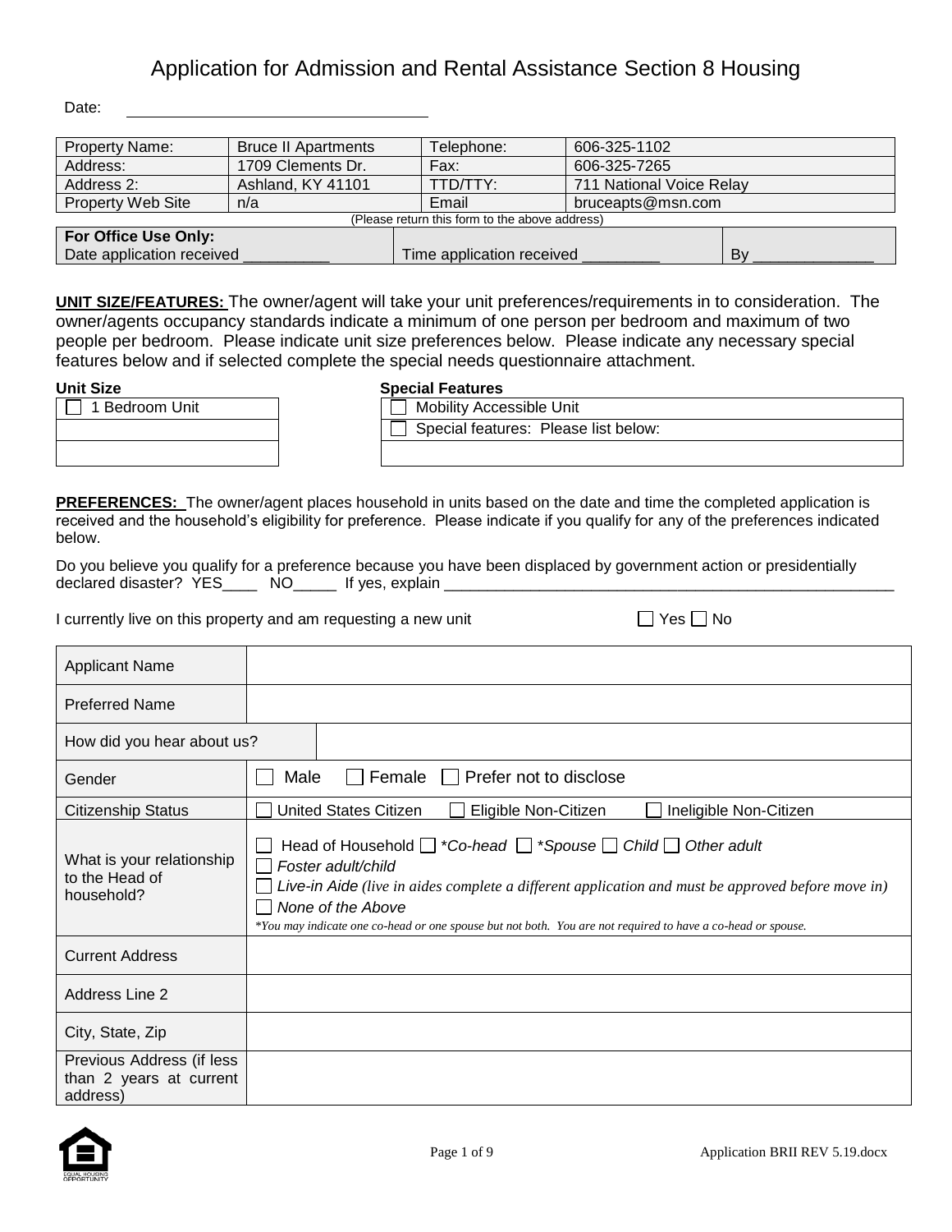# Application for Admission and Rental Assistance Section 8 Housing

Date: ______________________________

| Property Name: | Bruce II Apartments | Telephone: | 606-325-1102 |
|---|---|---|---|
| Address: | 1709 Clements Dr. | Fax: | 606-325-7265 |
| Address 2: | Ashland, KY 41101 | TTD/TTY: | 711 National Voice Relay |
| Property Web Site | n/a | Email | bruceapts@msn.com |

(Please return this form to the above address)

| **For Office Use Only:** Date application received __________ | Time application received _________ | By ______________ |
|---|---|---|

**UNIT SIZE/FEATURES:** The owner/agent will take your unit preferences/requirements in to consideration. The owner/agents occupancy standards indicate a minimum of one person per bedroom and maximum of two people per bedroom. Please indicate unit size preferences below. Please indicate any necessary special features below and if selected complete the special needs questionnaire attachment.

| Unit Size |
|---|
| ☐ 1 Bedroom Unit |
| |
| |

| Special Features |
|---|
| ☐ Mobility Accessible Unit |
| ☐ Special features: Please list below: |
| |

**PREFERENCES:** The owner/agent places household in units based on the date and time the completed application is received and the household's eligibility for preference. Please indicate if you qualify for any of the preferences indicated below.

Do you believe you qualify for a preference because you have been displaced by government action or presidentially declared disaster? YES____ NO_____ If yes, explain ______________________________________________________

I currently live on this property and am requesting a new unit ☐ Yes ☐ No

| | |
|---|---|
| Applicant Name | |
| Preferred Name | |
| How did you hear about us? | |
| Gender | ☐ Male ☐ Female ☐ Prefer not to disclose |
| Citizenship Status | ☐ United States Citizen ☐ Eligible Non-Citizen ☐ Ineligible Non-Citizen |
| What is your relationship to the Head of household? | ☐ Head of Household ☐ *\*Co-head* ☐ *\*Spouse* ☐ *Child* ☐ *Other adult* ☐ *Foster adult/child* ☐ *Live-in Aide (live in aides complete a different application and must be approved before move in)* ☐ *None of the Above* *\*You may indicate one co-head or one spouse but not both. You are not required to have a co-head or spouse.* |
| Current Address | |
| Address Line 2 | |
| City, State, Zip | |
| Previous Address (if less than 2 years at current address) | |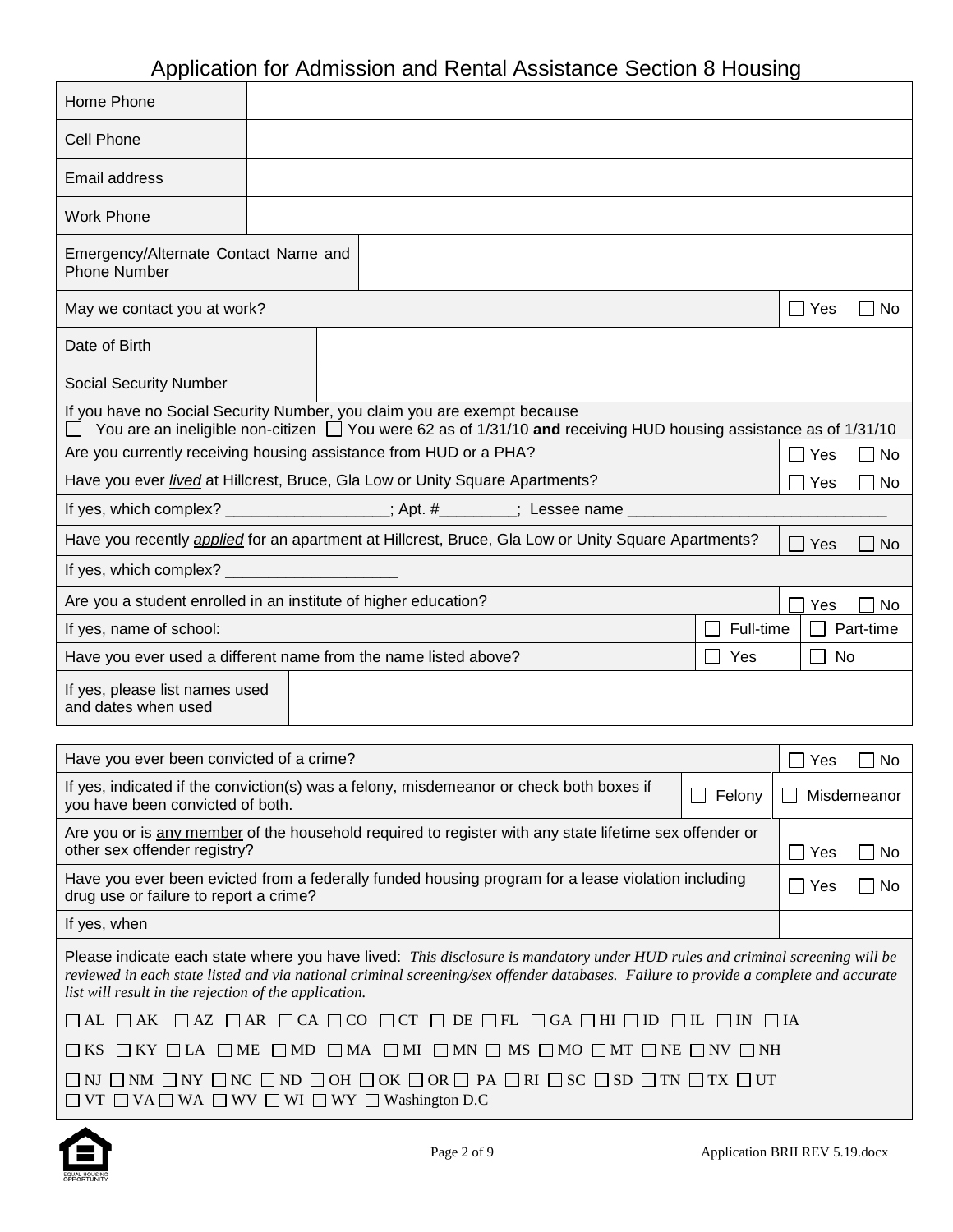# Application for Admission and Rental Assistance Section 8 Housing

| | |
|---|---|
| Home Phone | |
| Cell Phone | |
| Email address | |
| Work Phone | |
| Emergency/Alternate Contact Name and Phone Number | |

| | | |
|---|---|---|
| May we contact you at work? | ☐ Yes | ☐ No |

| | |
|---|---|
| Date of Birth | |
| Social Security Number | |

If you have no Social Security Number, you claim you are exempt because
☐ You are an ineligible non-citizen ☐ You were 62 as of 1/31/10 **and** receiving HUD housing assistance as of 1/31/10

| | | |
|---|---|---|
| Are you currently receiving housing assistance from HUD or a PHA? | ☐ Yes | ☐ No |
| Have you ever *lived* at Hillcrest, Bruce, Gla Low or Unity Square Apartments? | ☐ Yes | ☐ No |

If yes, which complex? __________________; Apt. #________; Lessee name ______________________________

| | | |
|---|---|---|
| Have you recently *applied* for an apartment at Hillcrest, Bruce, Gla Low or Unity Square Apartments? | ☐ Yes | ☐ No |

If yes, which complex? ___________________

| | | |
|---|---|---|
| Are you a student enrolled in an institute of higher education? | ☐ Yes | ☐ No |
| If yes, name of school: | ☐ Full-time | ☐ Part-time |
| Have you ever used a different name from the name listed above? | ☐ Yes | ☐ No |

| | |
|---|---|
| If yes, please list names used and dates when used | |

| | | |
|---|---|---|
| Have you ever been convicted of a crime? | ☐ Yes | ☐ No |
| If yes, indicated if the conviction(s) was a felony, misdemeanor or check both boxes if you have been convicted of both. | ☐ Felony | ☐ Misdemeanor |
| Are you or is <u>any member</u> of the household required to register with any state lifetime sex offender or other sex offender registry? | ☐ Yes | ☐ No |
| Have you ever been evicted from a federally funded housing program for a lease violation including drug use or failure to report a crime? | ☐ Yes | ☐ No |
| If yes, when | | |

Please indicate each state where you have lived: *This disclosure is mandatory under HUD rules and criminal screening will be reviewed in each state listed and via national criminal screening/sex offender databases. Failure to provide a complete and accurate list will result in the rejection of the application.*

☐ AL ☐ AK ☐ AZ ☐ AR ☐ CA ☐ CO ☐ CT ☐ DE ☐ FL ☐ GA ☐ HI ☐ ID ☐ IL ☐ IN ☐ IA

☐ KS ☐ KY ☐ LA ☐ ME ☐ MD ☐ MA ☐ MI ☐ MN ☐ MS ☐ MO ☐ MT ☐ NE ☐ NV ☐ NH

☐ NJ ☐ NM ☐ NY ☐ NC ☐ ND ☐ OH ☐ OK ☐ OR ☐ PA ☐ RI ☐ SC ☐ SD ☐ TN ☐ TX ☐ UT
☐ VT ☐ VA ☐ WA ☐ WV ☐ WI ☐ WY ☐ Washington D.C

Application BRII REV 5.19.docx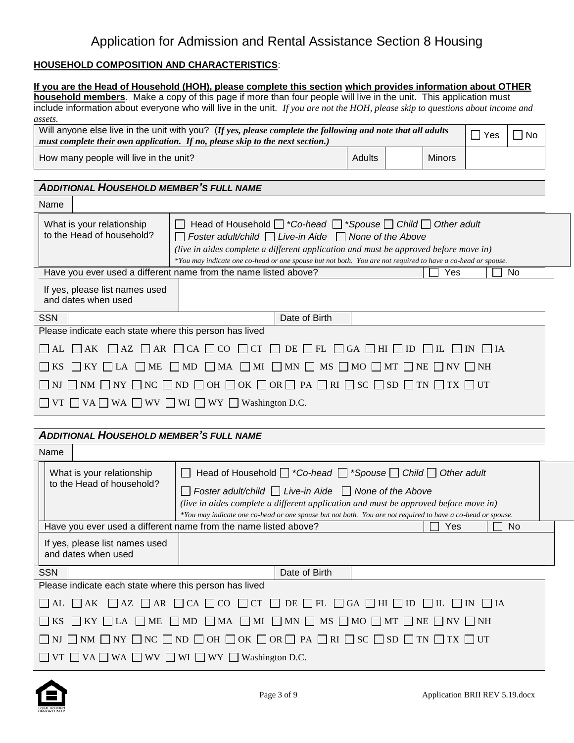# Application for Admission and Rental Assistance Section 8 Housing

**HOUSEHOLD COMPOSITION AND CHARACTERISTICS**:

**If you are the Head of Household (HOH), please complete this section which provides information about OTHER household members**. Make a copy of this page if more than four people will live in the unit. This application must include information about everyone who will live in the unit. *If you are not the HOH, please skip to questions about income and assets.*

| Will anyone else live in the unit with you? (***If yes, please complete the following and note that all adults must complete their own application. If no, please skip to the next section.)*** | | | | ☐ Yes | ☐ No |
|---|---|---|---|---|---|
| How many people will live in the unit? | Adults | | Minors | | |

## *ADDITIONAL HOUSEHOLD MEMBER'S FULL NAME*

| Name | |
|---|---|
| What is your relationship to the Head of household? | ☐ Head of Household ☐ *\*Co-head* ☐ *\*Spouse* ☐ *Child* ☐ *Other adult* ☐ *Foster adult/child* ☐ *Live-in Aide* ☐ *None of the Above* *(live in aides complete a different application and must be approved before move in)* *\*You may indicate one co-head or one spouse but not both. You are not required to have a co-head or spouse.* |
| Have you ever used a different name from the name listed above? | ☐ Yes ☐ No |
| If yes, please list names used and dates when used | |
| SSN | Date of Birth |

Please indicate each state where this person has lived

☐ AL ☐ AK ☐ AZ ☐ AR ☐ CA ☐ CO ☐ CT ☐ DE ☐ FL ☐ GA ☐ HI ☐ ID ☐ IL ☐ IN ☐ IA

☐ KS ☐ KY ☐ LA ☐ ME ☐ MD ☐ MA ☐ MI ☐ MN ☐ MS ☐ MO ☐ MT ☐ NE ☐ NV ☐ NH

☐ NJ ☐ NM ☐ NY ☐ NC ☐ ND ☐ OH ☐ OK ☐ OR ☐ PA ☐ RI ☐ SC ☐ SD ☐ TN ☐ TX ☐ UT

☐ VT ☐ VA ☐ WA ☐ WV ☐ WI ☐ WY ☐ Washington D.C.

## *ADDITIONAL HOUSEHOLD MEMBER'S FULL NAME*

| Name | |
|---|---|
| What is your relationship to the Head of household? | ☐ Head of Household ☐ *\*Co-head* ☐ *\*Spouse* ☐ *Child* ☐ *Other adult* ☐ *Foster adult/child* ☐ *Live-in Aide* ☐ *None of the Above* *(live in aides complete a different application and must be approved before move in)* *\*You may indicate one co-head or one spouse but not both. You are not required to have a co-head or spouse.* |
| Have you ever used a different name from the name listed above? | ☐ Yes ☐ No |
| If yes, please list names used and dates when used | |
| SSN | Date of Birth |

Please indicate each state where this person has lived

☐ AL ☐ AK ☐ AZ ☐ AR ☐ CA ☐ CO ☐ CT ☐ DE ☐ FL ☐ GA ☐ HI ☐ ID ☐ IL ☐ IN ☐ IA

☐ KS ☐ KY ☐ LA ☐ ME ☐ MD ☐ MA ☐ MI ☐ MN ☐ MS ☐ MO ☐ MT ☐ NE ☐ NV ☐ NH

☐ NJ ☐ NM ☐ NY ☐ NC ☐ ND ☐ OH ☐ OK ☐ OR ☐ PA ☐ RI ☐ SC ☐ SD ☐ TN ☐ TX ☐ UT

☐ VT ☐ VA ☐ WA ☐ WV ☐ WI ☐ WY ☐ Washington D.C.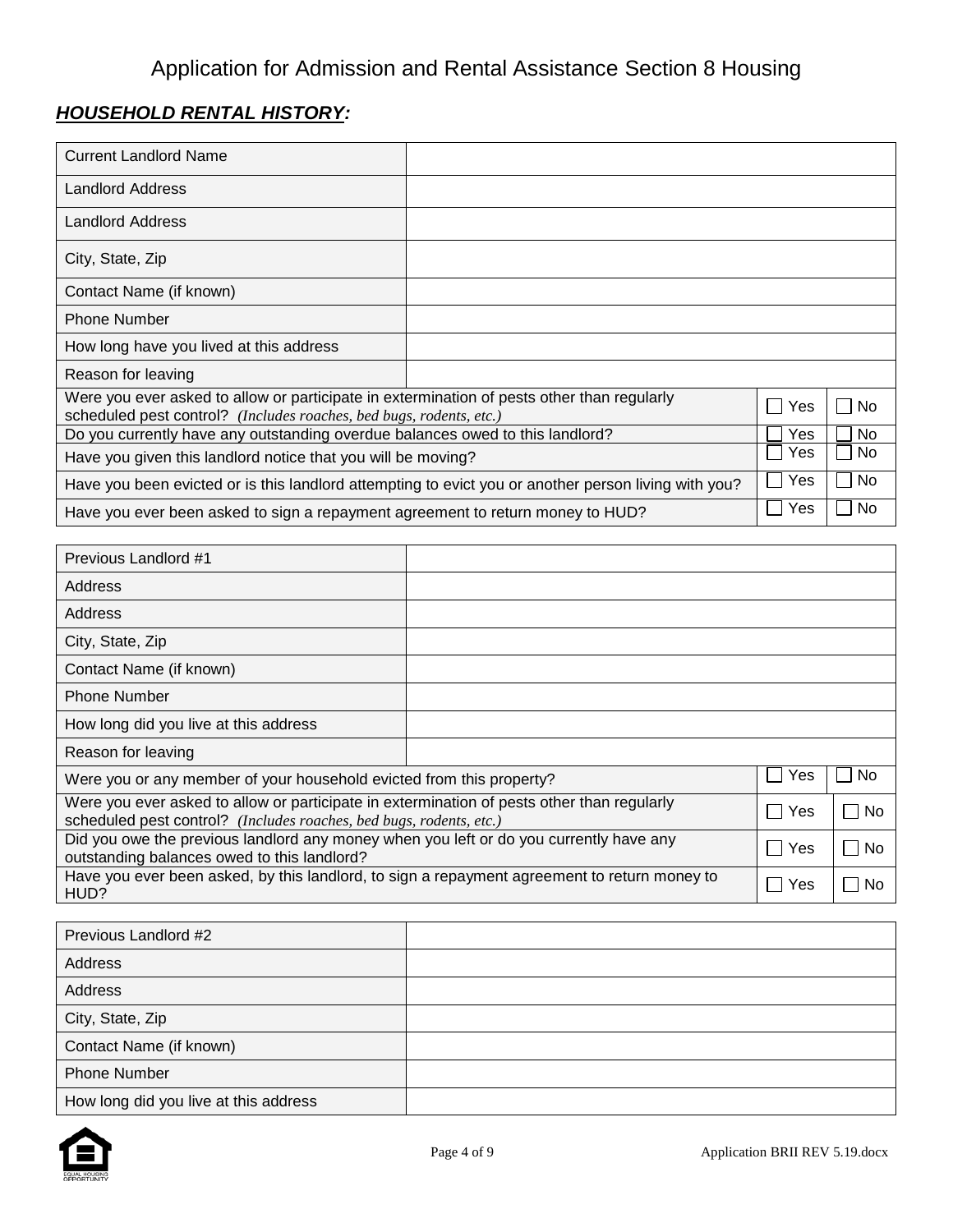# Application for Admission and Rental Assistance Section 8 Housing

***HOUSEHOLD RENTAL HISTORY:***

| Current Landlord Name | | | |
|---|---|---|---|
| Landlord Address | | | |
| Landlord Address | | | |
| City, State, Zip | | | |
| Contact Name (if known) | | | |
| Phone Number | | | |
| How long have you lived at this address | | | |
| Reason for leaving | | | |
| Were you ever asked to allow or participate in extermination of pests other than regularly scheduled pest control? *(Includes roaches, bed bugs, rodents, etc.)* | | ☐ Yes | ☐ No |
| Do you currently have any outstanding overdue balances owed to this landlord? | | ☐ Yes | ☐ No |
| Have you given this landlord notice that you will be moving? | | ☐ Yes | ☐ No |
| Have you been evicted or is this landlord attempting to evict you or another person living with you? | | ☐ Yes | ☐ No |
| Have you ever been asked to sign a repayment agreement to return money to HUD? | | ☐ Yes | ☐ No |

| Previous Landlord #1 | | | |
|---|---|---|---|
| Address | | | |
| Address | | | |
| City, State, Zip | | | |
| Contact Name (if known) | | | |
| Phone Number | | | |
| How long did you live at this address | | | |
| Reason for leaving | | | |
| Were you or any member of your household evicted from this property? | | ☐ Yes | ☐ No |
| Were you ever asked to allow or participate in extermination of pests other than regularly scheduled pest control? *(Includes roaches, bed bugs, rodents, etc.)* | | ☐ Yes | ☐ No |
| Did you owe the previous landlord any money when you left or do you currently have any outstanding balances owed to this landlord? | | ☐ Yes | ☐ No |
| Have you ever been asked, by this landlord, to sign a repayment agreement to return money to HUD? | | ☐ Yes | ☐ No |

| Previous Landlord #2 | |
|---|---|
| Address | |
| Address | |
| City, State, Zip | |
| Contact Name (if known) | |
| Phone Number | |
| How long did you live at this address | |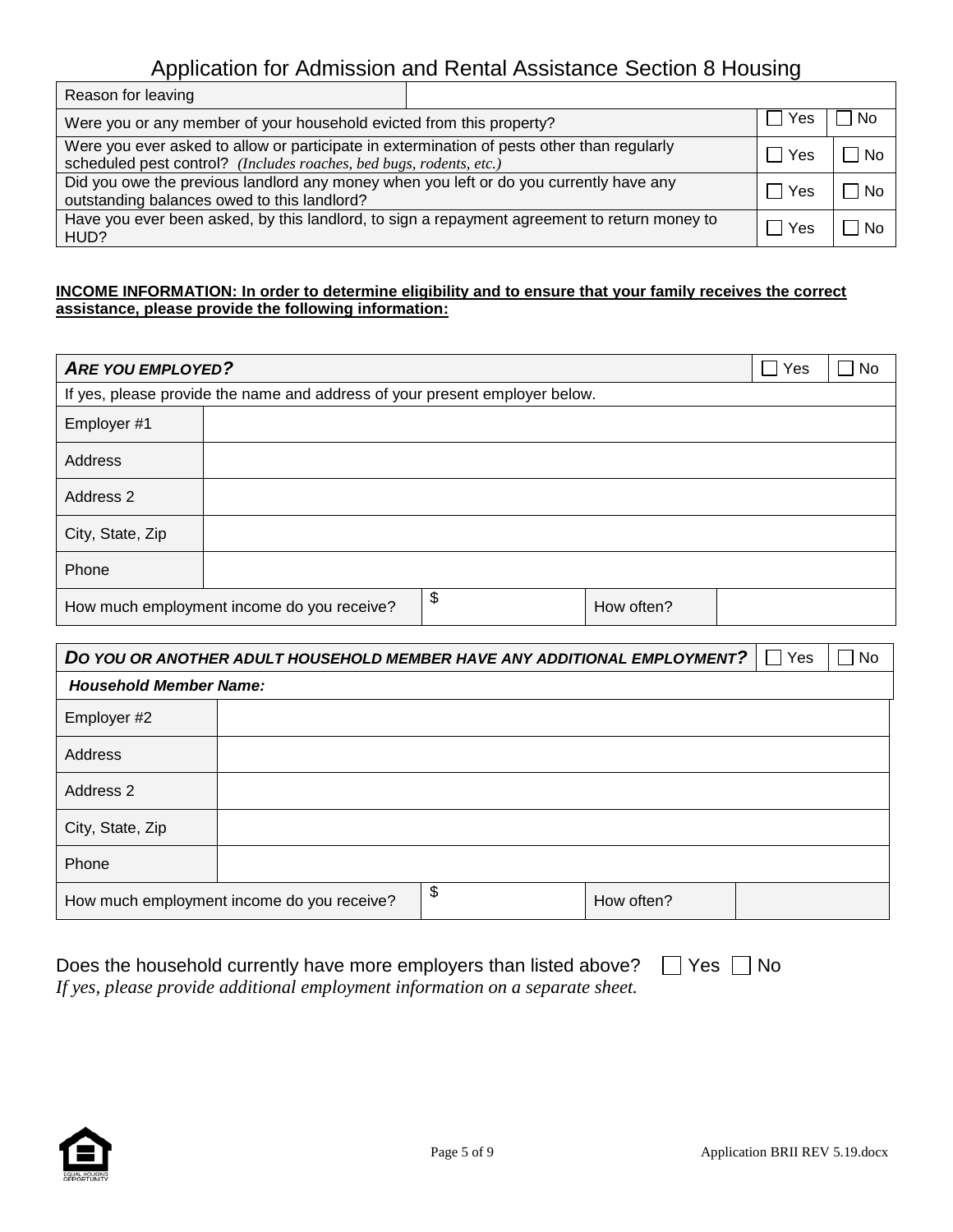# Application for Admission and Rental Assistance Section 8 Housing

| Reason for leaving | | |
|---|---|---|
| Were you or any member of your household evicted from this property? | ☐ Yes | ☐ No |
| Were you ever asked to allow or participate in extermination of pests other than regularly scheduled pest control? *(Includes roaches, bed bugs, rodents, etc.)* | ☐ Yes | ☐ No |
| Did you owe the previous landlord any money when you left or do you currently have any outstanding balances owed to this landlord? | ☐ Yes | ☐ No |
| Have you ever been asked, by this landlord, to sign a repayment agreement to return money to HUD? | ☐ Yes | ☐ No |

**INCOME INFORMATION: In order to determine eligibility and to ensure that your family receives the correct assistance, please provide the following information:**

| ***ARE YOU EMPLOYED?*** | | | | ☐ Yes | ☐ No |
|---|---|---|---|---|---|
| If yes, please provide the name and address of your present employer below. | | | | | |
| Employer #1 | | | | | |
| Address | | | | | |
| Address 2 | | | | | |
| City, State, Zip | | | | | |
| Phone | | | | | |
| How much employment income do you receive? | $ | How often? | | | |

| ***DO YOU OR ANOTHER ADULT HOUSEHOLD MEMBER HAVE ANY ADDITIONAL EMPLOYMENT?*** | | | | ☐ Yes | ☐ No |
|---|---|---|---|---|---|
| ***Household Member Name:*** | | | | | |
| Employer #2 | | | | | |
| Address | | | | | |
| Address 2 | | | | | |
| City, State, Zip | | | | | |
| Phone | | | | | |
| How much employment income do you receive? | $ | How often? | | | |

Does the household currently have more employers than listed above? ☐ Yes ☐ No
*If yes, please provide additional employment information on a separate sheet.*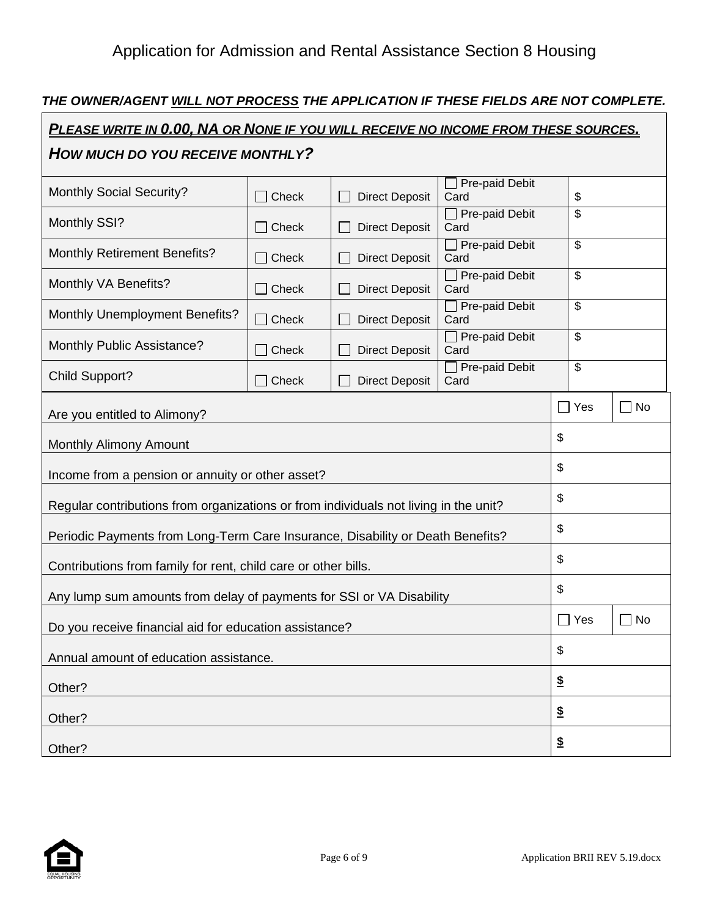# Application for Admission and Rental Assistance Section 8 Housing

***THE OWNER/AGENT WILL NOT PROCESS THE APPLICATION IF THESE FIELDS ARE NOT COMPLETE.***

***PLEASE WRITE IN 0.00, NA OR NONE IF YOU WILL RECEIVE NO INCOME FROM THESE SOURCES.***

***HOW MUCH DO YOU RECEIVE MONTHLY?***

| | | | | |
|---|---|---|---|---|
| Monthly Social Security? | ☐ Check | ☐ Direct Deposit | ☐ Pre-paid Debit Card | $ |
| Monthly SSI? | ☐ Check | ☐ Direct Deposit | ☐ Pre-paid Debit Card | $ |
| Monthly Retirement Benefits? | ☐ Check | ☐ Direct Deposit | ☐ Pre-paid Debit Card | $ |
| Monthly VA Benefits? | ☐ Check | ☐ Direct Deposit | ☐ Pre-paid Debit Card | $ |
| Monthly Unemployment Benefits? | ☐ Check | ☐ Direct Deposit | ☐ Pre-paid Debit Card | $ |
| Monthly Public Assistance? | ☐ Check | ☐ Direct Deposit | ☐ Pre-paid Debit Card | $ |
| Child Support? | ☐ Check | ☐ Direct Deposit | ☐ Pre-paid Debit Card | $ |

| | | |
|---|---|---|
| Are you entitled to Alimony? | ☐ Yes | ☐ No |
| Monthly Alimony Amount | $ | |
| Income from a pension or annuity or other asset? | $ | |
| Regular contributions from organizations or from individuals not living in the unit? | $ | |
| Periodic Payments from Long-Term Care Insurance, Disability or Death Benefits? | $ | |
| Contributions from family for rent, child care or other bills. | $ | |
| Any lump sum amounts from delay of payments for SSI or VA Disability | $ | |
| Do you receive financial aid for education assistance? | ☐ Yes | ☐ No |
| Annual amount of education assistance. | $ | |
| Other? | $ | |
| Other? | $ | |
| Other? | $ | |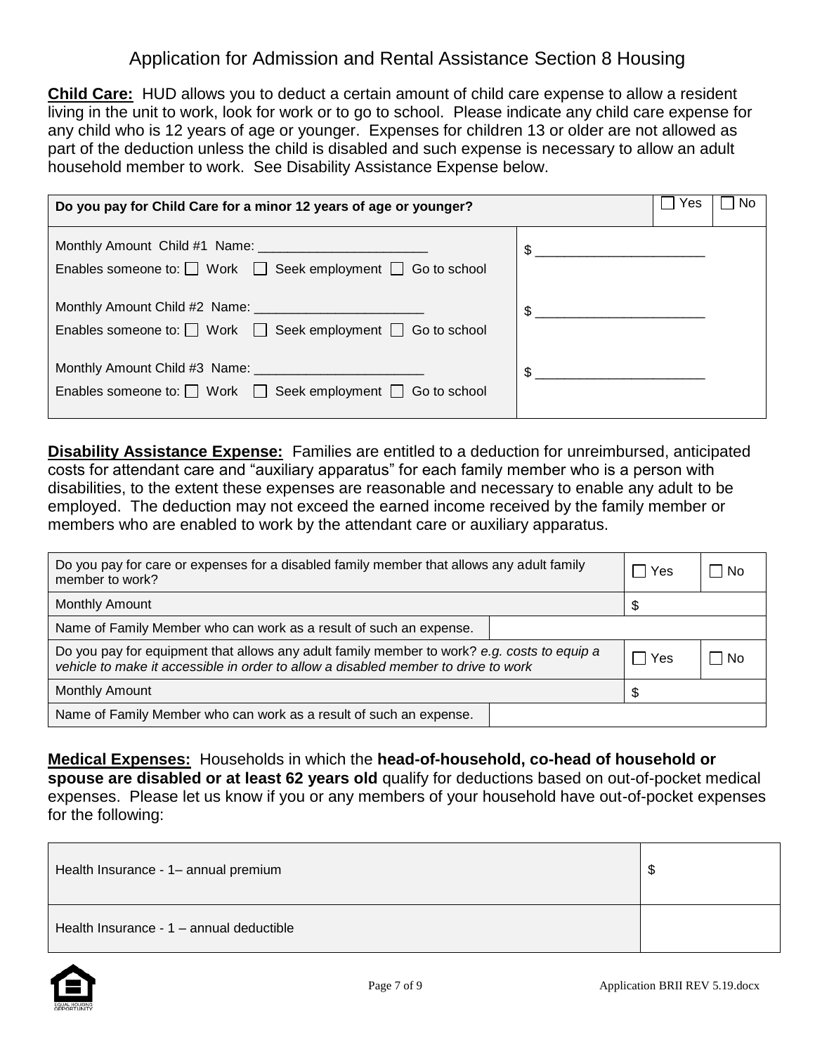## Application for Admission and Rental Assistance Section 8 Housing

**Child Care:** HUD allows you to deduct a certain amount of child care expense to allow a resident living in the unit to work, look for work or to go to school. Please indicate any child care expense for any child who is 12 years of age or younger. Expenses for children 13 or older are not allowed as part of the deduction unless the child is disabled and such expense is necessary to allow an adult household member to work. See Disability Assistance Expense below.

| **Do you pay for Child Care for a minor 12 years of age or younger?** | ☐ Yes ☐ No |
|---|---|
| Monthly Amount Child #1 Name: _______________________<br>Enables someone to: ☐ Work ☐ Seek employment ☐ Go to school | $ _______________________ |
| Monthly Amount Child #2 Name: _______________________<br>Enables someone to: ☐ Work ☐ Seek employment ☐ Go to school | $ _______________________ |
| Monthly Amount Child #3 Name: _______________________<br>Enables someone to: ☐ Work ☐ Seek employment ☐ Go to school | $ _______________________ |

**Disability Assistance Expense:** Families are entitled to a deduction for unreimbursed, anticipated costs for attendant care and "auxiliary apparatus" for each family member who is a person with disabilities, to the extent these expenses are reasonable and necessary to enable any adult to be employed. The deduction may not exceed the earned income received by the family member or members who are enabled to work by the attendant care or auxiliary apparatus.

| | | | |
|---|---|---|---|
| Do you pay for care or expenses for a disabled family member that allows any adult family member to work? | | ☐ Yes | ☐ No |
| Monthly Amount | | $ | |
| Name of Family Member who can work as a result of such an expense. | | | |
| Do you pay for equipment that allows any adult family member to work? *e.g. costs to equip a vehicle to make it accessible in order to allow a disabled member to drive to work* | | ☐ Yes | ☐ No |
| Monthly Amount | | $ | |
| Name of Family Member who can work as a result of such an expense. | | | |

**Medical Expenses:** Households in which the **head-of-household, co-head of household or spouse are disabled or at least 62 years old** qualify for deductions based on out-of-pocket medical expenses. Please let us know if you or any members of your household have out-of-pocket expenses for the following:

| | |
|---|---|
| Health Insurance - 1– annual premium | $ |
| Health Insurance - 1 – annual deductible | |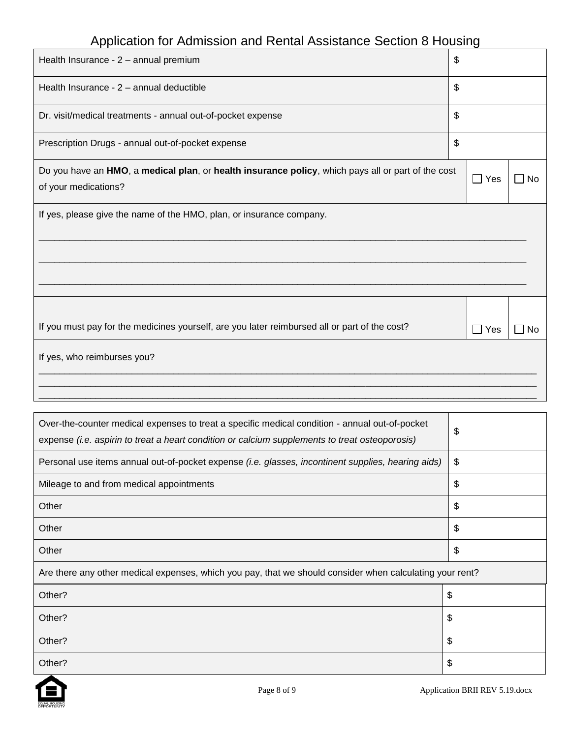| | |
|---|---|
| Health Insurance - 2 – annual premium | $ |
| Health Insurance - 2 – annual deductible | $ |
| Dr. visit/medical treatments - annual out-of-pocket expense | $ |
| Prescription Drugs - annual out-of-pocket expense | $ |

| | | |
|---|---|---|
| Do you have an **HMO**, a **medical plan**, or **health insurance policy**, which pays all or part of the cost of your medications? | ☐ Yes | ☐ No |

If yes, please give the name of the HMO, plan, or insurance company.

___________________________________________________________________________

___________________________________________________________________________

___________________________________________________________________________

| | | |
|---|---|---|
| If you must pay for the medicines yourself, are you later reimbursed all or part of the cost? | ☐ Yes | ☐ No |

If yes, who reimburses you?

___________________________________________________________________________

___________________________________________________________________________

___________________________________________________________________________

| | |
|---|---|
| Over-the-counter medical expenses to treat a specific medical condition - annual out-of-pocket expense *(i.e. aspirin to treat a heart condition or calcium supplements to treat osteoporosis)* | $ |
| Personal use items annual out-of-pocket expense *(i.e. glasses, incontinent supplies, hearing aids)* | $ |
| Mileage to and from medical appointments | $ |
| Other | $ |
| Other | $ |
| Other | $ |

Are there any other medical expenses, which you pay, that we should consider when calculating your rent?

| | |
|---|---|
| Other? | $ |
| Other? | $ |
| Other? | $ |
| Other? | $ |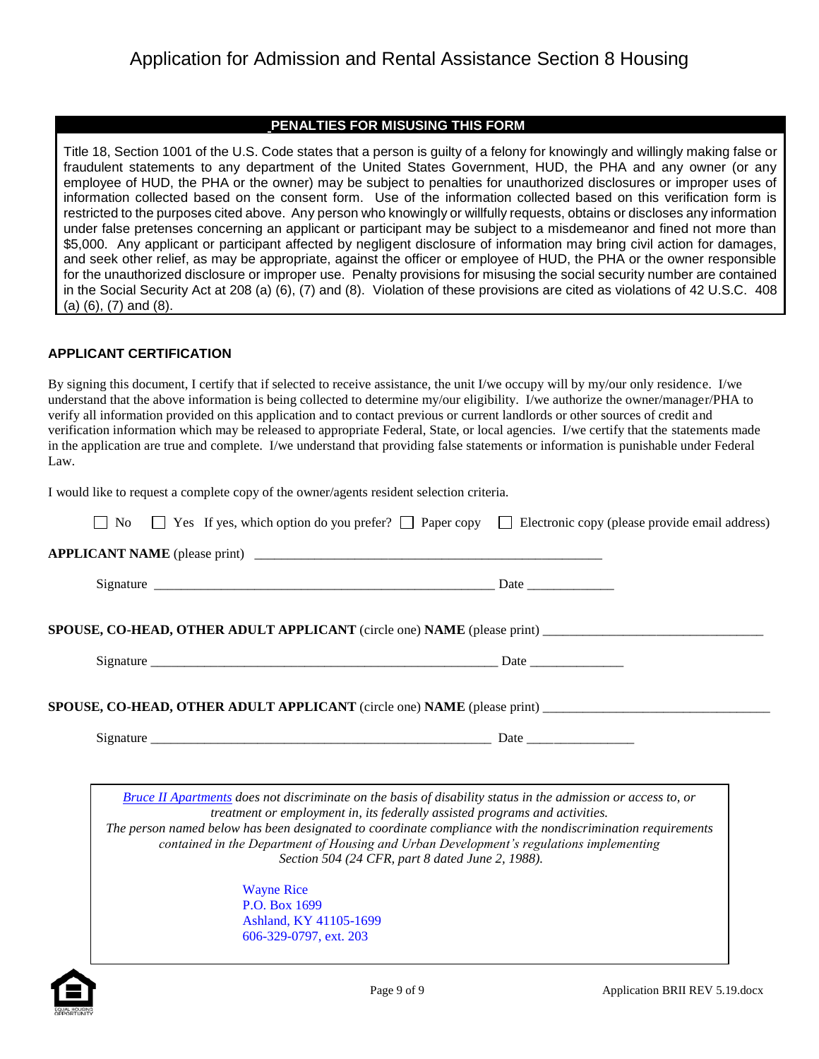# Application for Admission and Rental Assistance Section 8 Housing

**PENALTIES FOR MISUSING THIS FORM**

Title 18, Section 1001 of the U.S. Code states that a person is guilty of a felony for knowingly and willingly making false or fraudulent statements to any department of the United States Government, HUD, the PHA and any owner (or any employee of HUD, the PHA or the owner) may be subject to penalties for unauthorized disclosures or improper uses of information collected based on the consent form. Use of the information collected based on this verification form is restricted to the purposes cited above. Any person who knowingly or willfully requests, obtains or discloses any information under false pretenses concerning an applicant or participant may be subject to a misdemeanor and fined not more than $5,000. Any applicant or participant affected by negligent disclosure of information may bring civil action for damages, and seek other relief, as may be appropriate, against the officer or employee of HUD, the PHA or the owner responsible for the unauthorized disclosure or improper use. Penalty provisions for misusing the social security number are contained in the Social Security Act at 208 (a) (6), (7) and (8). Violation of these provisions are cited as violations of 42 U.S.C. 408 (a) (6), (7) and (8).

**APPLICANT CERTIFICATION**

By signing this document, I certify that if selected to receive assistance, the unit I/we occupy will by my/our only residence. I/we understand that the above information is being collected to determine my/our eligibility. I/we authorize the owner/manager/PHA to verify all information provided on this application and to contact previous or current landlords or other sources of credit and verification information which may be released to appropriate Federal, State, or local agencies. I/we certify that the statements made in the application are true and complete. I/we understand that providing false statements or information is punishable under Federal Law.

I would like to request a complete copy of the owner/agents resident selection criteria.

☐ No ☐ Yes If yes, which option do you prefer? ☐ Paper copy ☐ Electronic copy (please provide email address)

**APPLICANT NAME** (please print) ____________________________________________________

Signature ____________________________________________________ Date _____________

**SPOUSE, CO-HEAD, OTHER ADULT APPLICANT** (circle one) **NAME** (please print) ________________________________

Signature ____________________________________________________ Date _____________

**SPOUSE, CO-HEAD, OTHER ADULT APPLICANT** (circle one) **NAME** (please print) ________________________________

Signature ____________________________________________________ Date ________________

*Bruce II Apartments does not discriminate on the basis of disability status in the admission or access to, or treatment or employment in, its federally assisted programs and activities.*
*The person named below has been designated to coordinate compliance with the nondiscrimination requirements contained in the Department of Housing and Urban Development's regulations implementing Section 504 (24 CFR, part 8 dated June 2, 1988).*

Wayne Rice
P.O. Box 1699
Ashland, KY 41105-1699
606-329-0797, ext. 203

Application BRII REV 5.19.docx